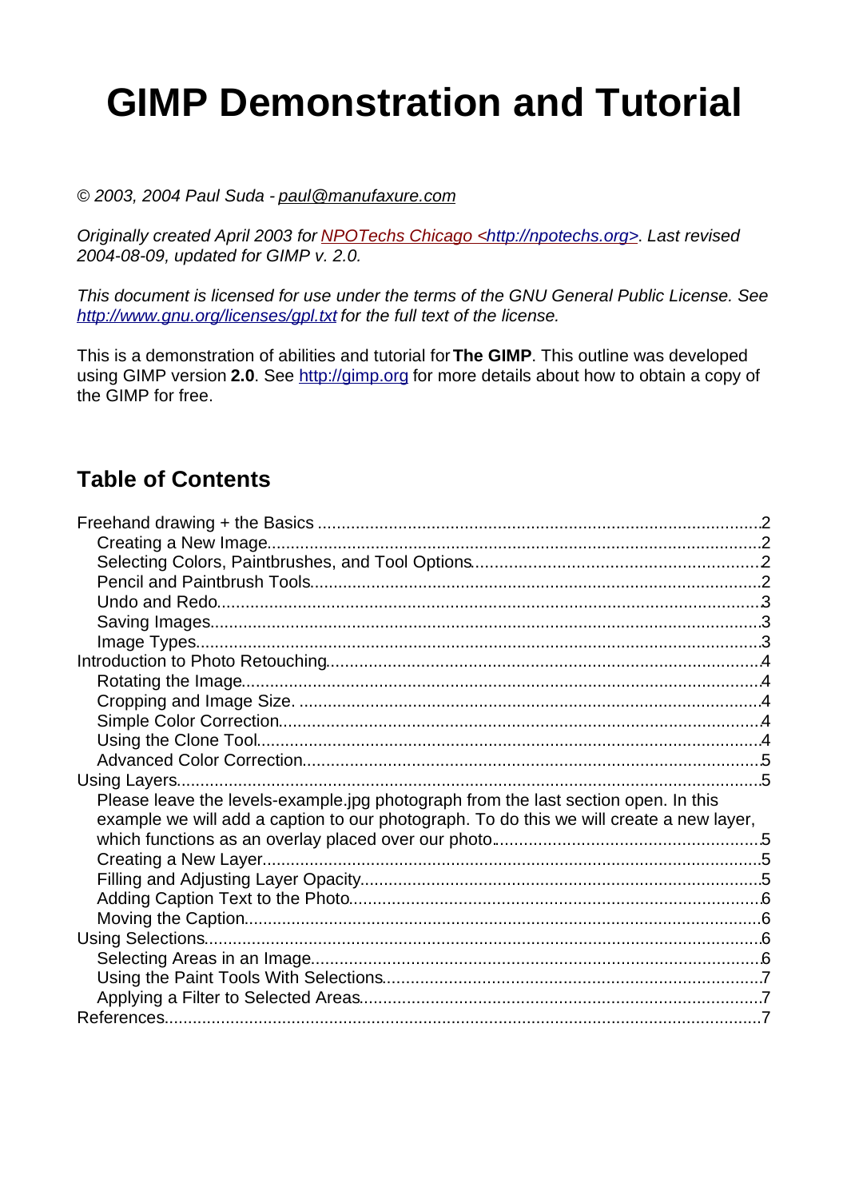# GIMP Demonstration and Tutorial

*© 2003, 2004 Paul Suda - paul@manufaxure.com*

*Originally created April 2003 for NPOTechs Chicago <http://npotechs.org>. Last revised 2004-08-09, updated for GIMP v. 2.0.*

*This document is licensed for use under the terms of the GNU General Public License. See http://www.gnu.org/licenses/gpl.txt for the full text of the license.*

This is a demonstration of abilities and tutorial for **The GIMP**. This outline was developed using GIMP version **2.0**. See http://gimp.org for more details about how to obtain a copy of the GIMP for free.

## Table of Contents

- Freehand drawing + the Basics ..... 2
  - Creating a New Image ..... 2
  - Selecting Colors, Paintbrushes, and Tool Options ..... 2
  - Pencil and Paintbrush Tools ..... 2
  - Undo and Redo ..... 3
  - Saving Images ..... 3
  - Image Types ..... 3
- Introduction to Photo Retouching ..... 4
  - Rotating the Image ..... 4
  - Cropping and Image Size. ..... 4
  - Simple Color Correction ..... 4
  - Using the Clone Tool ..... 4
  - Advanced Color Correction ..... 5
- Using Layers ..... 5
  - Please leave the levels-example.jpg photograph from the last section open. In this example we will add a caption to our photograph. To do this we will create a new layer, which functions as an overlay placed over our photo. ..... 5
  - Creating a New Layer ..... 5
  - Filling and Adjusting Layer Opacity ..... 5
  - Adding Caption Text to the Photo ..... 6
  - Moving the Caption ..... 6
- Using Selections ..... 6
  - Selecting Areas in an Image ..... 6
  - Using the Paint Tools With Selections ..... 7
  - Applying a Filter to Selected Areas ..... 7
- References ..... 7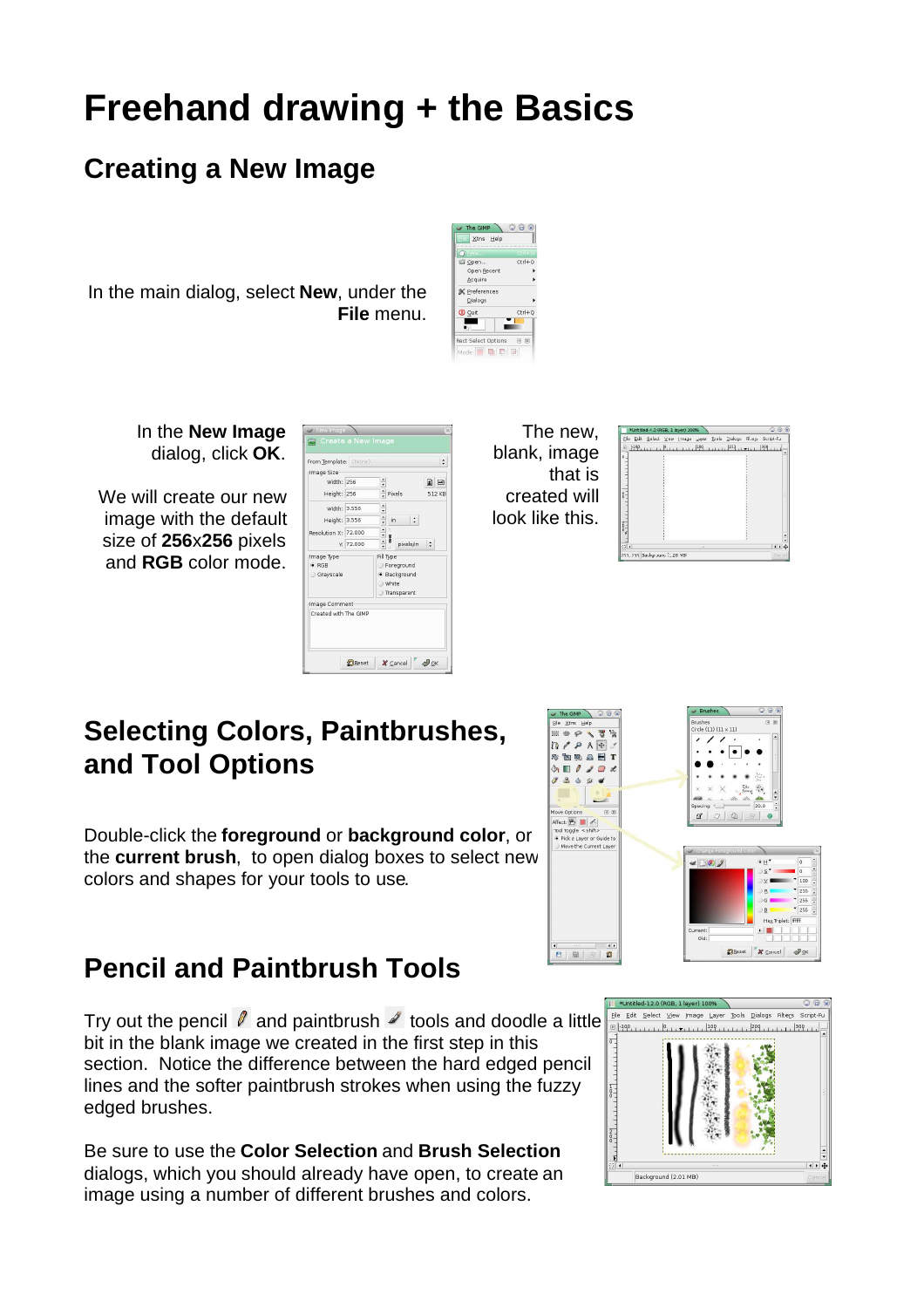# Freehand drawing + the Basics

## Creating a New Image

In the main dialog, select **New**, under the **File** menu.

In the **New Image** dialog, click **OK**.

We will create our new image with the default size of **256**x**256** pixels and **RGB** color mode.

The new, blank, image that is created will look like this.

## Selecting Colors, Paintbrushes, and Tool Options

Double-click the **foreground** or **background color**, or the **current brush**, to open dialog boxes to select new colors and shapes for your tools to use.

## Pencil and Paintbrush Tools

Try out the pencil and paintbrush tools and doodle a little bit in the blank image we created in the first step in this section. Notice the difference between the hard edged pencil lines and the softer paintbrush strokes when using the fuzzy edged brushes.

Be sure to use the **Color Selection** and **Brush Selection** dialogs, which you should already have open, to create an image using a number of different brushes and colors.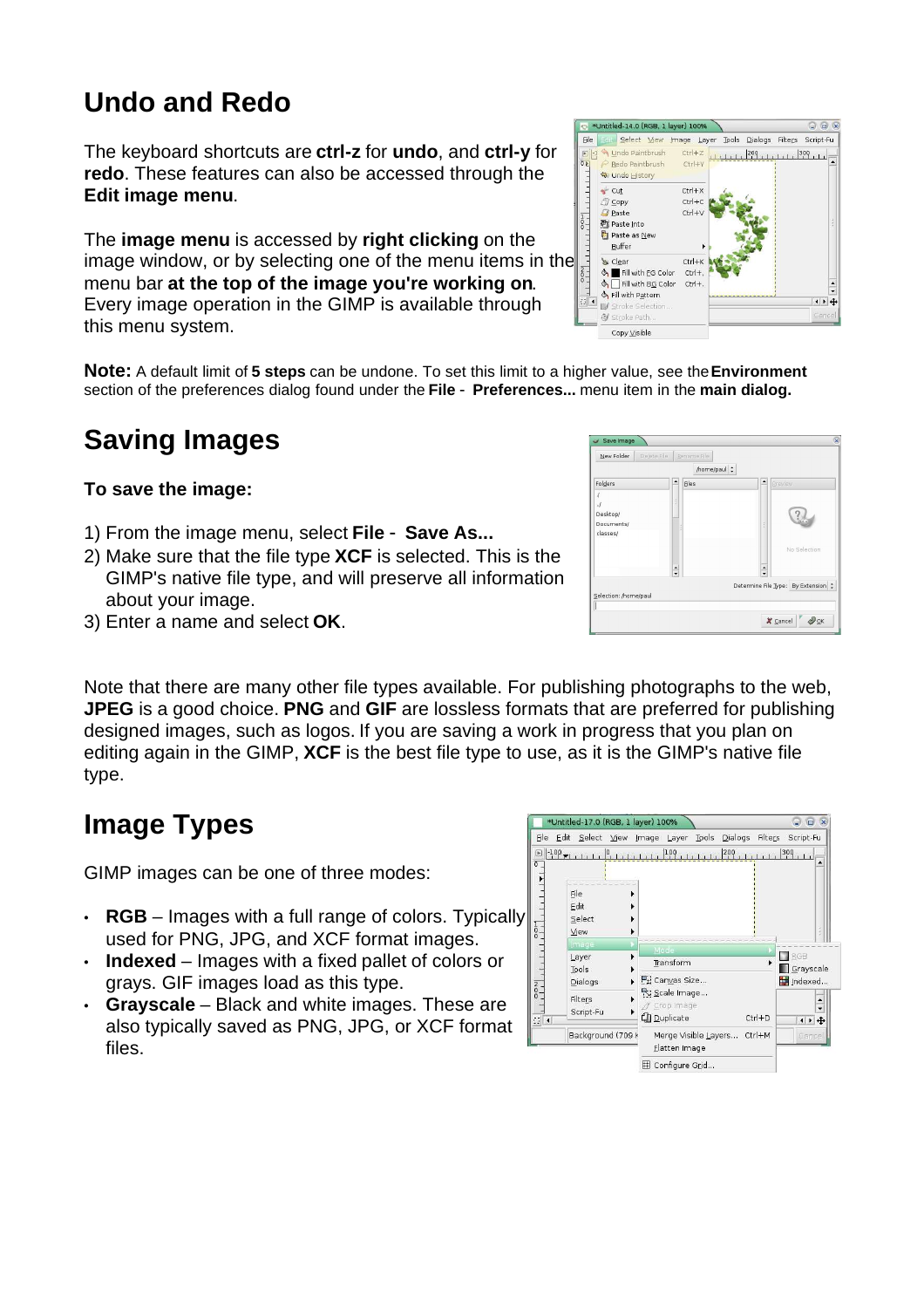# Undo and Redo

The keyboard shortcuts are **ctrl-z** for **undo**, and **ctrl-y** for **redo**. These features can also be accessed through the **Edit image menu**.

The **image menu** is accessed by **right clicking** on the image window, or by selecting one of the menu items in the menu bar **at the top of the image you're working on**. Every image operation in the GIMP is available through this menu system.

**Note:** A default limit of **5 steps** can be undone. To set this limit to a higher value, see the **Environment** section of the preferences dialog found under the **File** - **Preferences...** menu item in the **main dialog.**

# Saving Images

**To save the image:**

1) From the image menu, select **File** - **Save As...**
2) Make sure that the file type **XCF** is selected. This is the GIMP's native file type, and will preserve all information about your image.
3) Enter a name and select **OK**.

Note that there are many other file types available. For publishing photographs to the web, **JPEG** is a good choice. **PNG** and **GIF** are lossless formats that are preferred for publishing designed images, such as logos. If you are saving a work in progress that you plan on editing again in the GIMP, **XCF** is the best file type to use, as it is the GIMP's native file type.

# Image Types

GIMP images can be one of three modes:

- **RGB** – Images with a full range of colors. Typically used for PNG, JPG, and XCF format images.
- **Indexed** – Images with a fixed pallet of colors or grays. GIF images load as this type.
- **Grayscale** – Black and white images. These are also typically saved as PNG, JPG, or XCF format files.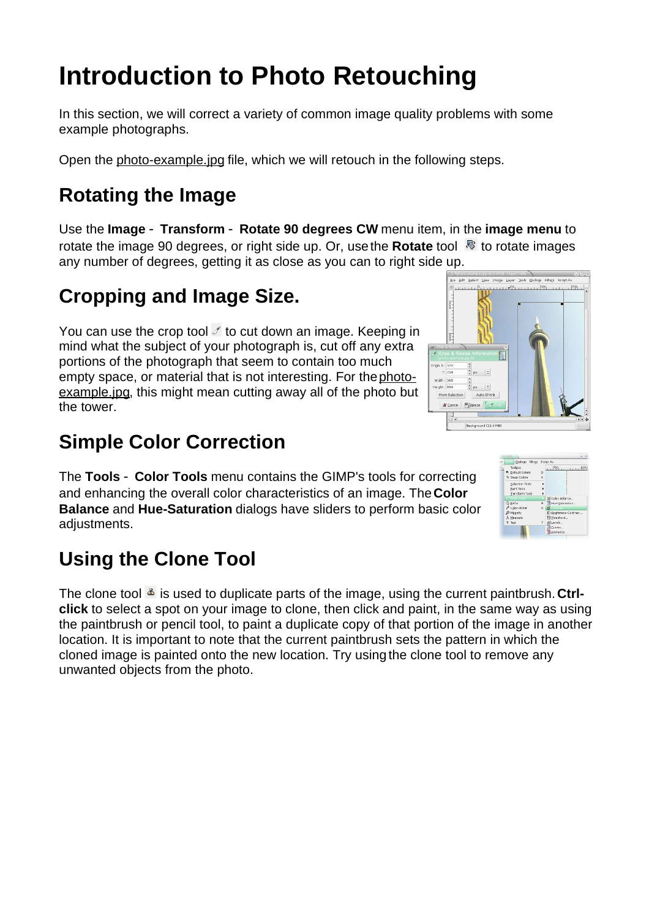# Introduction to Photo Retouching

In this section, we will correct a variety of common image quality problems with some example photographs.

Open the photo-example.jpg file, which we will retouch in the following steps.

## Rotating the Image

Use the **Image** - **Transform** - **Rotate 90 degrees CW** menu item, in the **image menu** to rotate the image 90 degrees, or right side up. Or, use the **Rotate** tool to rotate images any number of degrees, getting it as close as you can to right side up.

## Cropping and Image Size.

You can use the crop tool to cut down an image. Keeping in mind what the subject of your photograph is, cut off any extra portions of the photograph that seem to contain too much empty space, or material that is not interesting. For the photo-example.jpg, this might mean cutting away all of the photo but the tower.

## Simple Color Correction

The **Tools** - **Color Tools** menu contains the GIMP's tools for correcting and enhancing the overall color characteristics of an image. The **Color Balance** and **Hue-Saturation** dialogs have sliders to perform basic color adjustments.

## Using the Clone Tool

The clone tool is used to duplicate parts of the image, using the current paintbrush. **Ctrl-click** to select a spot on your image to clone, then click and paint, in the same way as using the paintbrush or pencil tool, to paint a duplicate copy of that portion of the image in another location. It is important to note that the current paintbrush sets the pattern in which the cloned image is painted onto the new location. Try using the clone tool to remove any unwanted objects from the photo.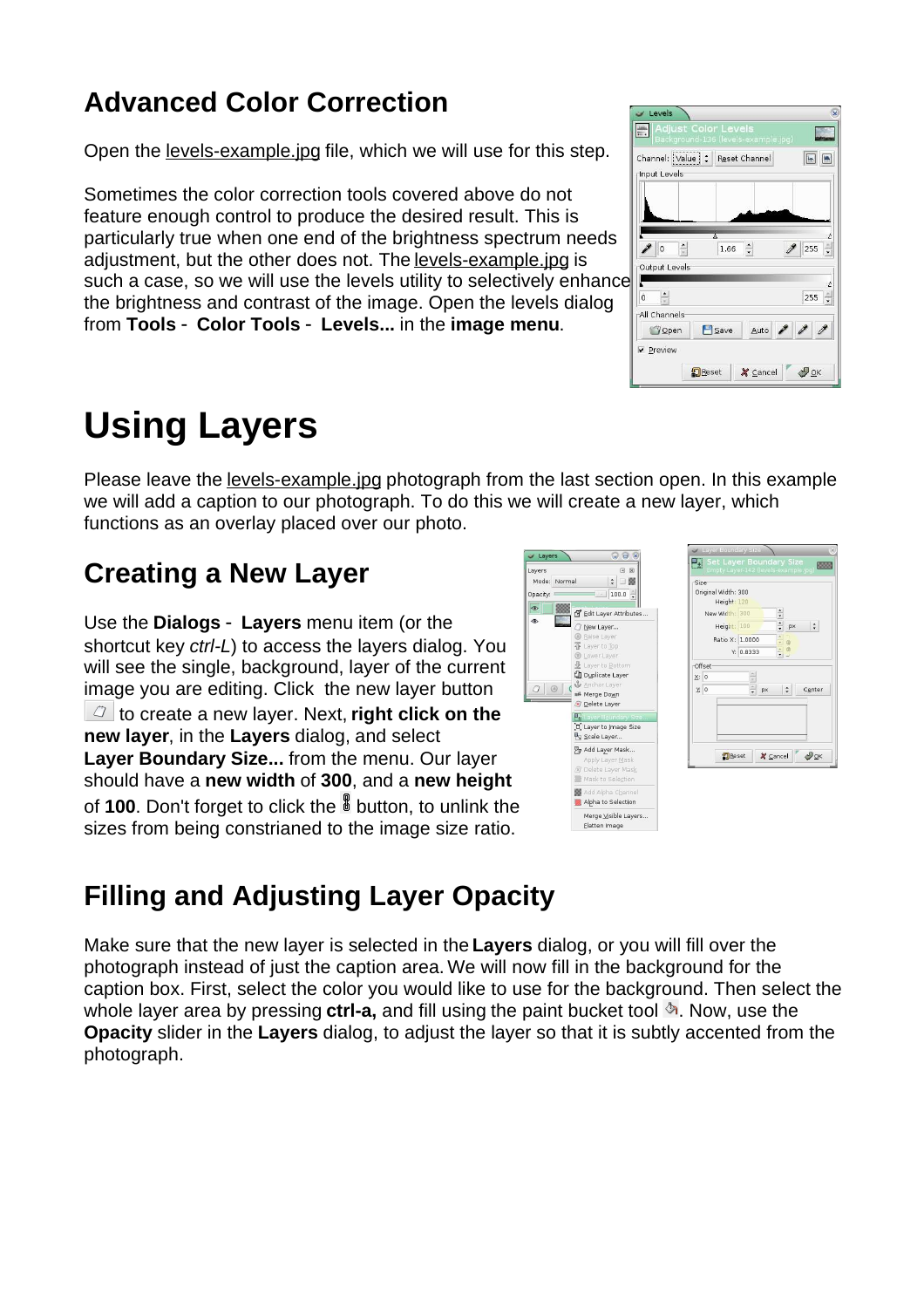## Advanced Color Correction

Open the levels-example.jpg file, which we will use for this step.

Sometimes the color correction tools covered above do not feature enough control to produce the desired result. This is particularly true when one end of the brightness spectrum needs adjustment, but the other does not. The levels-example.jpg is such a case, so we will use the levels utility to selectively enhance the brightness and contrast of the image. Open the levels dialog from **Tools** - **Color Tools** - **Levels...** in the **image menu**.

# Using Layers

Please leave the levels-example.jpg photograph from the last section open. In this example we will add a caption to our photograph. To do this we will create a new layer, which functions as an overlay placed over our photo.

## Creating a New Layer

Use the **Dialogs** - **Layers** menu item (or the shortcut key *ctrl-L*) to access the layers dialog. You will see the single, background, layer of the current image you are editing. Click the new layer button to create a new layer. Next, **right click on the new layer**, in the **Layers** dialog, and select **Layer Boundary Size...** from the menu. Our layer should have a **new width** of **300**, and a **new height** of **100**. Don't forget to click the button, to unlink the sizes from being constrianed to the image size ratio.

## Filling and Adjusting Layer Opacity

Make sure that the new layer is selected in the **Layers** dialog, or you will fill over the photograph instead of just the caption area. We will now fill in the background for the caption box. First, select the color you would like to use for the background. Then select the whole layer area by pressing **ctrl-a,** and fill using the paint bucket tool . Now, use the **Opacity** slider in the **Layers** dialog, to adjust the layer so that it is subtly accented from the photograph.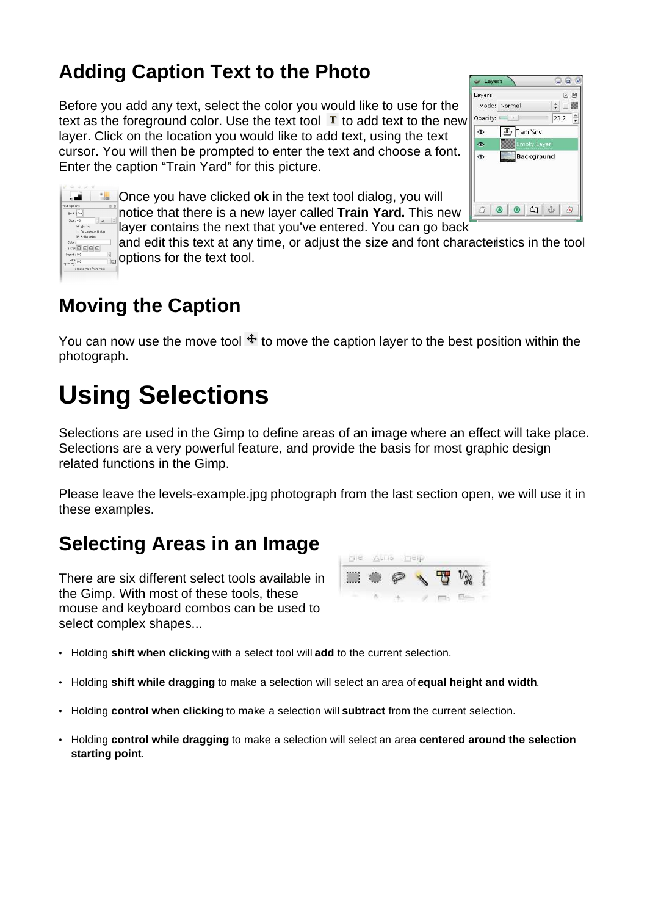## Adding Caption Text to the Photo

Before you add any text, select the color you would like to use for the text as the foreground color. Use the text tool T to add text to the new layer. Click on the location you would like to add text, using the text cursor. You will then be prompted to enter the text and choose a font. Enter the caption "Train Yard" for this picture.

Once you have clicked **ok** in the text tool dialog, you will notice that there is a new layer called **Train Yard.** This new layer contains the next that you've entered. You can go back and edit this text at any time, or adjust the size and font characteristics in the tool options for the text tool.

## Moving the Caption

You can now use the move tool to move the caption layer to the best position within the photograph.

# Using Selections

Selections are used in the Gimp to define areas of an image where an effect will take place. Selections are a very powerful feature, and provide the basis for most graphic design related functions in the Gimp.

Please leave the levels-example.jpg photograph from the last section open, we will use it in these examples.

## Selecting Areas in an Image

There are six different select tools available in the Gimp. With most of these tools, these mouse and keyboard combos can be used to select complex shapes...

- Holding **shift when clicking** with a select tool will **add** to the current selection.
- Holding **shift while dragging** to make a selection will select an area of **equal height and width**.
- Holding **control when clicking** to make a selection will **subtract** from the current selection.
- Holding **control while dragging** to make a selection will select an area **centered around the selection starting point**.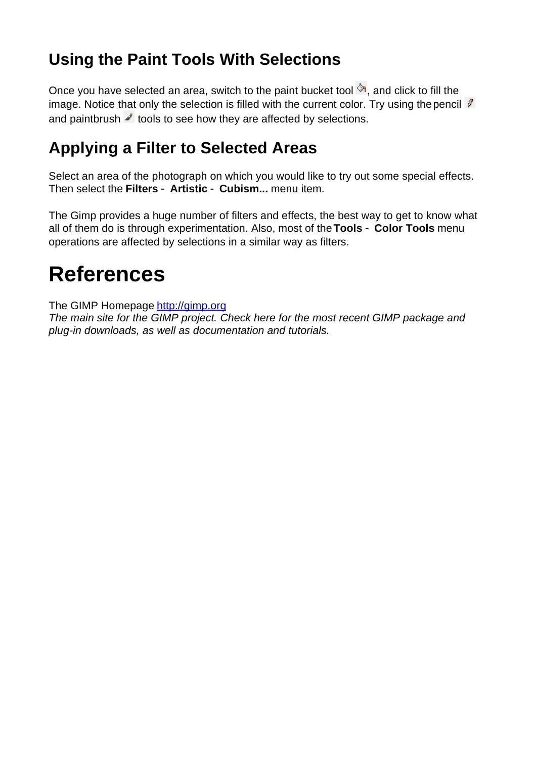## Using the Paint Tools With Selections

Once you have selected an area, switch to the paint bucket tool, and click to fill the image. Notice that only the selection is filled with the current color. Try using the pencil and paintbrush tools to see how they are affected by selections.

## Applying a Filter to Selected Areas

Select an area of the photograph on which you would like to try out some special effects. Then select the **Filters** - **Artistic** - **Cubism...** menu item.

The Gimp provides a huge number of filters and effects, the best way to get to know what all of them do is through experimentation. Also, most of the **Tools** - **Color Tools** menu operations are affected by selections in a similar way as filters.

# References

The GIMP Homepage [http://gimp.org](http://gimp.org)
*The main site for the GIMP project. Check here for the most recent GIMP package and plug-in downloads, as well as documentation and tutorials.*